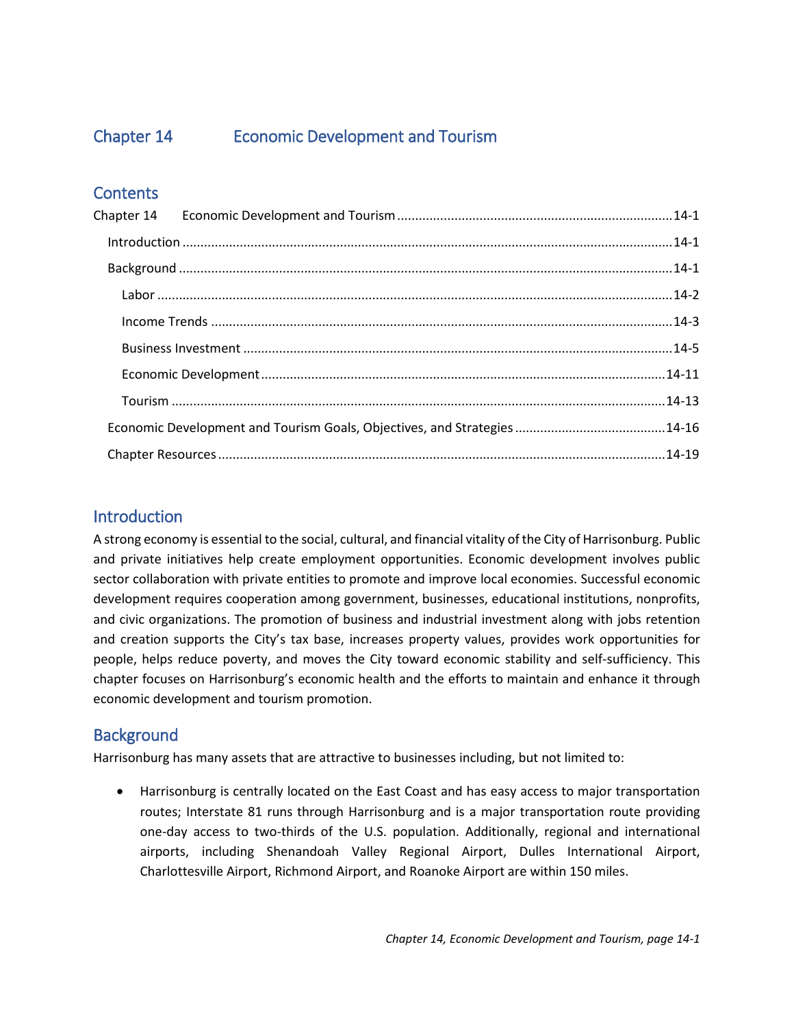# Chapter 14 Economic Development and Tourism

## Contents

Chapter 14 Economic Development and Tourism ....................................................................14-1

- Introduction ....................................................................................................................14-1
- Background ....................................................................................................................14-1
  - Labor ........................................................................................................................14-2
  - Income Trends ..........................................................................................................14-3
  - Business Investment ..................................................................................................14-5
  - Economic Development ............................................................................................14-11
  - Tourism ...................................................................................................................14-13
- Economic Development and Tourism Goals, Objectives, and Strategies ..............................14-16
- Chapter Resources ........................................................................................................14-19

## Introduction

A strong economy is essential to the social, cultural, and financial vitality of the City of Harrisonburg. Public and private initiatives help create employment opportunities. Economic development involves public sector collaboration with private entities to promote and improve local economies. Successful economic development requires cooperation among government, businesses, educational institutions, nonprofits, and civic organizations. The promotion of business and industrial investment along with jobs retention and creation supports the City's tax base, increases property values, provides work opportunities for people, helps reduce poverty, and moves the City toward economic stability and self-sufficiency. This chapter focuses on Harrisonburg's economic health and the efforts to maintain and enhance it through economic development and tourism promotion.

## Background

Harrisonburg has many assets that are attractive to businesses including, but not limited to:

- Harrisonburg is centrally located on the East Coast and has easy access to major transportation routes; Interstate 81 runs through Harrisonburg and is a major transportation route providing one-day access to two-thirds of the U.S. population. Additionally, regional and international airports, including Shenandoah Valley Regional Airport, Dulles International Airport, Charlottesville Airport, Richmond Airport, and Roanoke Airport are within 150 miles.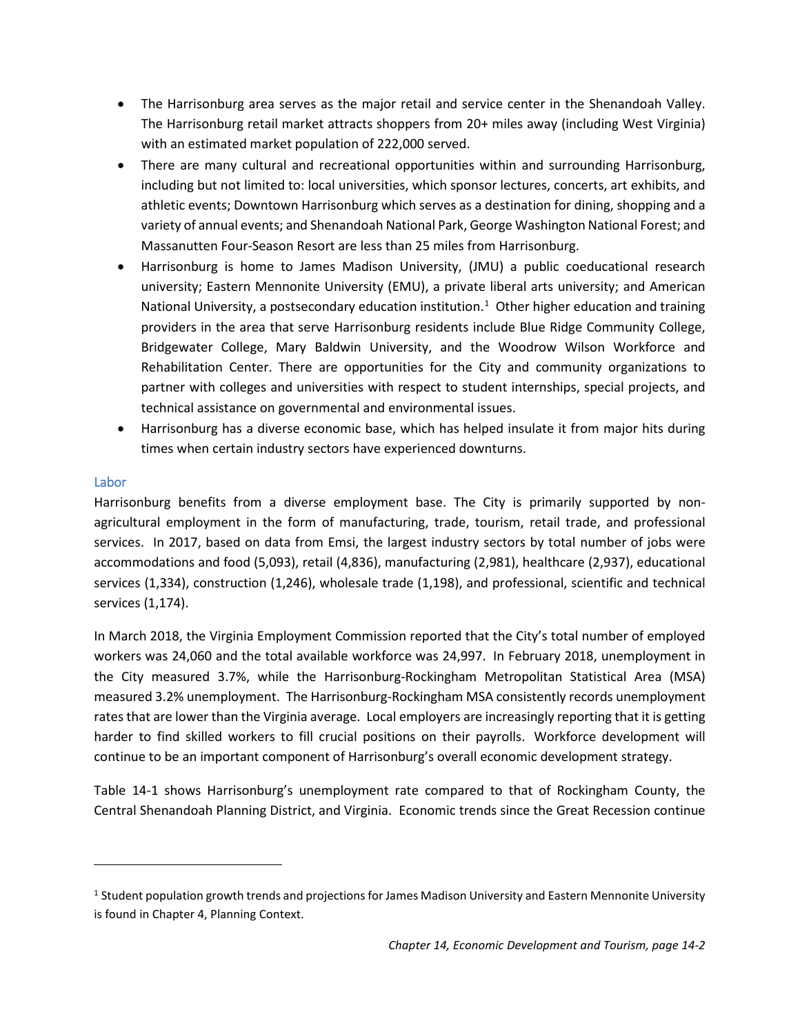- The Harrisonburg area serves as the major retail and service center in the Shenandoah Valley. The Harrisonburg retail market attracts shoppers from 20+ miles away (including West Virginia) with an estimated market population of 222,000 served.
- There are many cultural and recreational opportunities within and surrounding Harrisonburg, including but not limited to: local universities, which sponsor lectures, concerts, art exhibits, and athletic events; Downtown Harrisonburg which serves as a destination for dining, shopping and a variety of annual events; and Shenandoah National Park, George Washington National Forest; and Massanutten Four-Season Resort are less than 25 miles from Harrisonburg.
- Harrisonburg is home to James Madison University, (JMU) a public coeducational research university; Eastern Mennonite University (EMU), a private liberal arts university; and American National University, a postsecondary education institution.[1] Other higher education and training providers in the area that serve Harrisonburg residents include Blue Ridge Community College, Bridgewater College, Mary Baldwin University, and the Woodrow Wilson Workforce and Rehabilitation Center. There are opportunities for the City and community organizations to partner with colleges and universities with respect to student internships, special projects, and technical assistance on governmental and environmental issues.
- Harrisonburg has a diverse economic base, which has helped insulate it from major hits during times when certain industry sectors have experienced downturns.

### Labor

Harrisonburg benefits from a diverse employment base. The City is primarily supported by non-agricultural employment in the form of manufacturing, trade, tourism, retail trade, and professional services. In 2017, based on data from Emsi, the largest industry sectors by total number of jobs were accommodations and food (5,093), retail (4,836), manufacturing (2,981), healthcare (2,937), educational services (1,334), construction (1,246), wholesale trade (1,198), and professional, scientific and technical services (1,174).

In March 2018, the Virginia Employment Commission reported that the City's total number of employed workers was 24,060 and the total available workforce was 24,997. In February 2018, unemployment in the City measured 3.7%, while the Harrisonburg-Rockingham Metropolitan Statistical Area (MSA) measured 3.2% unemployment. The Harrisonburg-Rockingham MSA consistently records unemployment rates that are lower than the Virginia average. Local employers are increasingly reporting that it is getting harder to find skilled workers to fill crucial positions on their payrolls. Workforce development will continue to be an important component of Harrisonburg's overall economic development strategy.

Table 14-1 shows Harrisonburg's unemployment rate compared to that of Rockingham County, the Central Shenandoah Planning District, and Virginia. Economic trends since the Great Recession continue

[1] Student population growth trends and projections for James Madison University and Eastern Mennonite University is found in Chapter 4, Planning Context.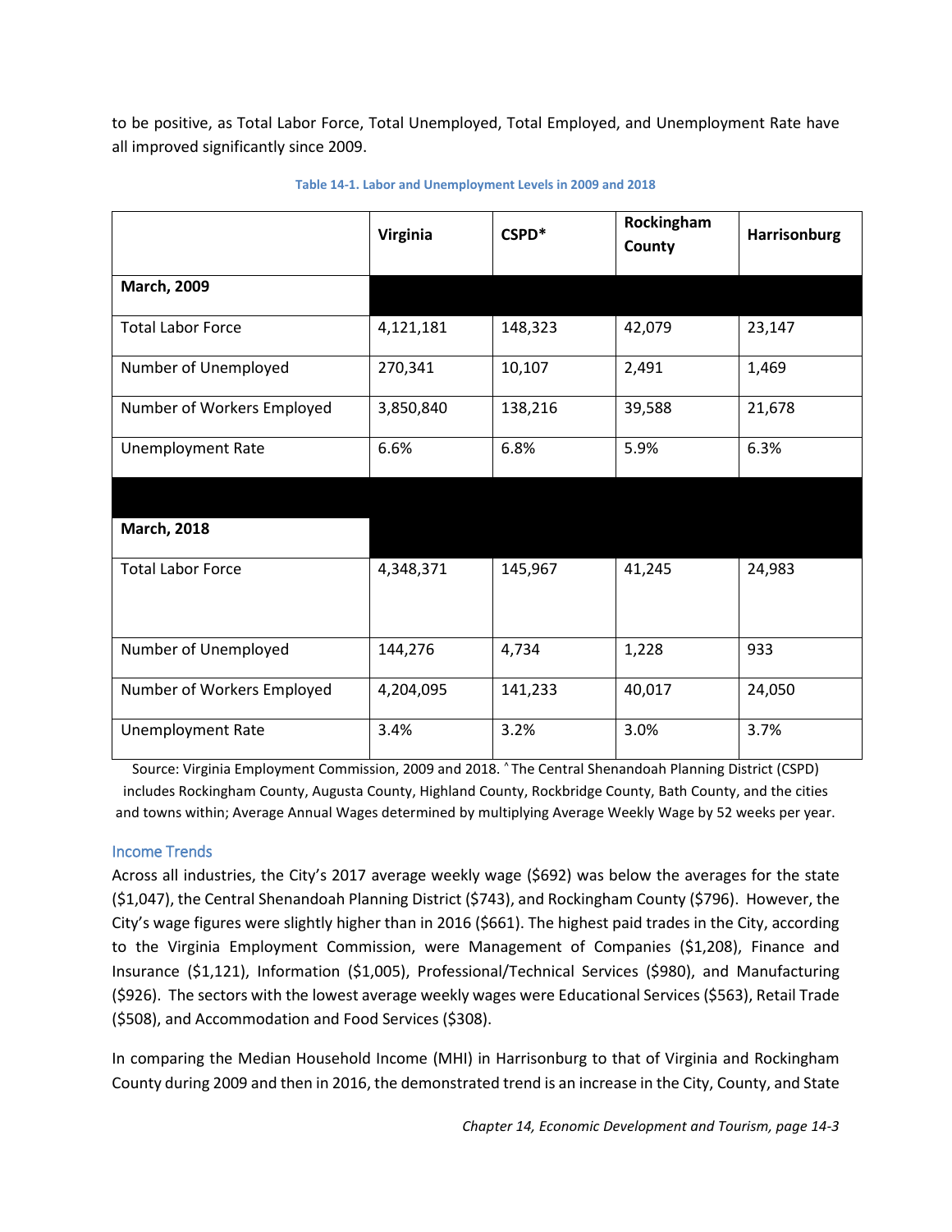to be positive, as Total Labor Force, Total Unemployed, Total Employed, and Unemployment Rate have all improved significantly since 2009.

**Table 14-1. Labor and Unemployment Levels in 2009 and 2018**

| | Virginia | CSPD* | Rockingham County | Harrisonburg |
|---|---|---|---|---|
| **March, 2009** | | | | |
| Total Labor Force | 4,121,181 | 148,323 | 42,079 | 23,147 |
| Number of Unemployed | 270,341 | 10,107 | 2,491 | 1,469 |
| Number of Workers Employed | 3,850,840 | 138,216 | 39,588 | 21,678 |
| Unemployment Rate | 6.6% | 6.8% | 5.9% | 6.3% |
| **March, 2018** | | | | |
| Total Labor Force | 4,348,371 | 145,967 | 41,245 | 24,983 |
| Number of Unemployed | 144,276 | 4,734 | 1,228 | 933 |
| Number of Workers Employed | 4,204,095 | 141,233 | 40,017 | 24,050 |
| Unemployment Rate | 3.4% | 3.2% | 3.0% | 3.7% |

Source: Virginia Employment Commission, 2009 and 2018. ^ The Central Shenandoah Planning District (CSPD) includes Rockingham County, Augusta County, Highland County, Rockbridge County, Bath County, and the cities and towns within; Average Annual Wages determined by multiplying Average Weekly Wage by 52 weeks per year.

### Income Trends

Across all industries, the City's 2017 average weekly wage ($692) was below the averages for the state ($1,047), the Central Shenandoah Planning District ($743), and Rockingham County ($796). However, the City's wage figures were slightly higher than in 2016 ($661). The highest paid trades in the City, according to the Virginia Employment Commission, were Management of Companies ($1,208), Finance and Insurance ($1,121), Information ($1,005), Professional/Technical Services ($980), and Manufacturing ($926). The sectors with the lowest average weekly wages were Educational Services ($563), Retail Trade ($508), and Accommodation and Food Services ($308).

In comparing the Median Household Income (MHI) in Harrisonburg to that of Virginia and Rockingham County during 2009 and then in 2016, the demonstrated trend is an increase in the City, County, and State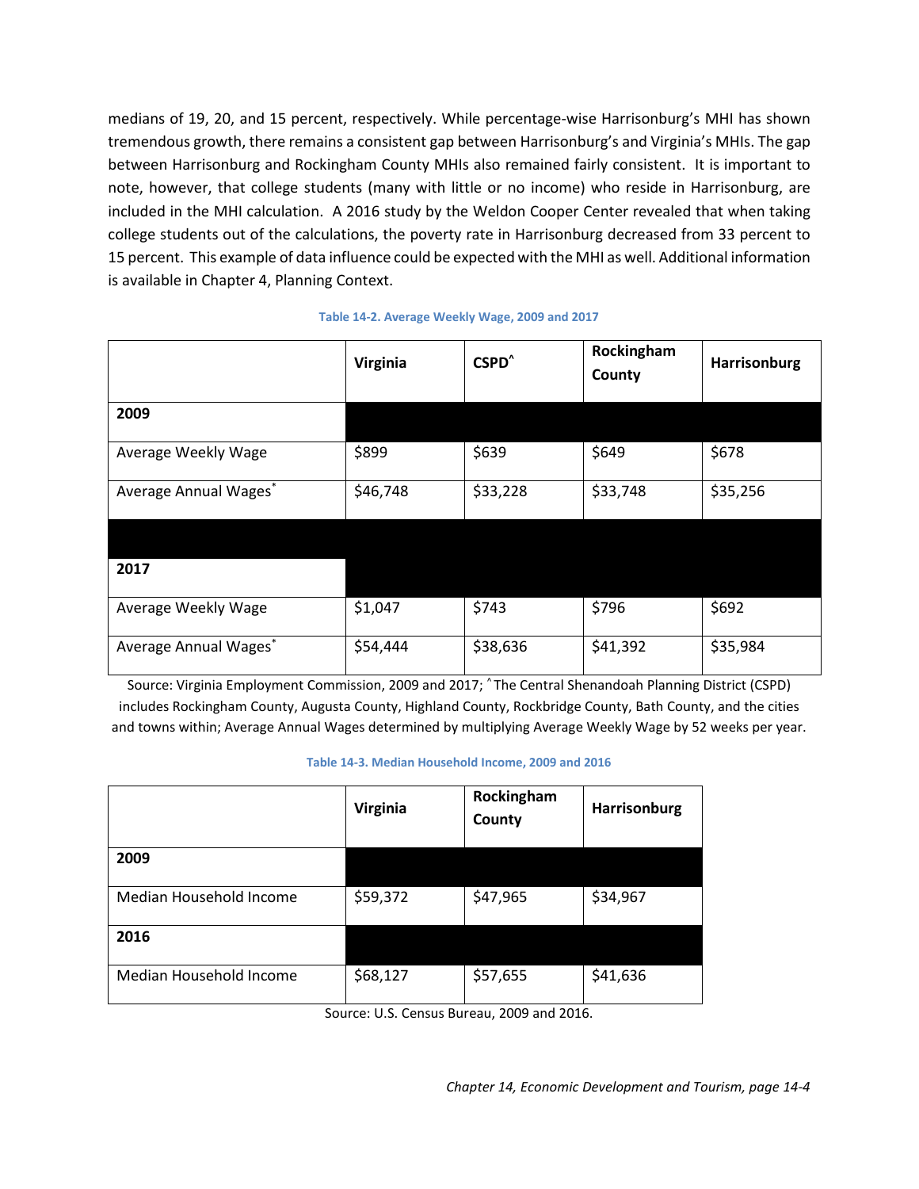medians of 19, 20, and 15 percent, respectively. While percentage-wise Harrisonburg's MHI has shown tremendous growth, there remains a consistent gap between Harrisonburg's and Virginia's MHIs. The gap between Harrisonburg and Rockingham County MHIs also remained fairly consistent. It is important to note, however, that college students (many with little or no income) who reside in Harrisonburg, are included in the MHI calculation. A 2016 study by the Weldon Cooper Center revealed that when taking college students out of the calculations, the poverty rate in Harrisonburg decreased from 33 percent to 15 percent. This example of data influence could be expected with the MHI as well. Additional information is available in Chapter 4, Planning Context.

**Table 14-2. Average Weekly Wage, 2009 and 2017**

| | Virginia | CSPD^ | Rockingham County | Harrisonburg |
|---|---|---|---|---|
| **2009** | | | | |
| Average Weekly Wage | $899 | $639 | $649 | $678 |
| Average Annual Wages* | $46,748 | $33,228 | $33,748 | $35,256 |
| **2017** | | | | |
| Average Weekly Wage | $1,047 | $743 | $796 | $692 |
| Average Annual Wages* | $54,444 | $38,636 | $41,392 | $35,984 |

Source: Virginia Employment Commission, 2009 and 2017; ^The Central Shenandoah Planning District (CSPD) includes Rockingham County, Augusta County, Highland County, Rockbridge County, Bath County, and the cities and towns within; Average Annual Wages determined by multiplying Average Weekly Wage by 52 weeks per year.

**Table 14-3. Median Household Income, 2009 and 2016**

| | Virginia | Rockingham County | Harrisonburg |
|---|---|---|---|
| **2009** | | | |
| Median Household Income | $59,372 | $47,965 | $34,967 |
| **2016** | | | |
| Median Household Income | $68,127 | $57,655 | $41,636 |

Source: U.S. Census Bureau, 2009 and 2016.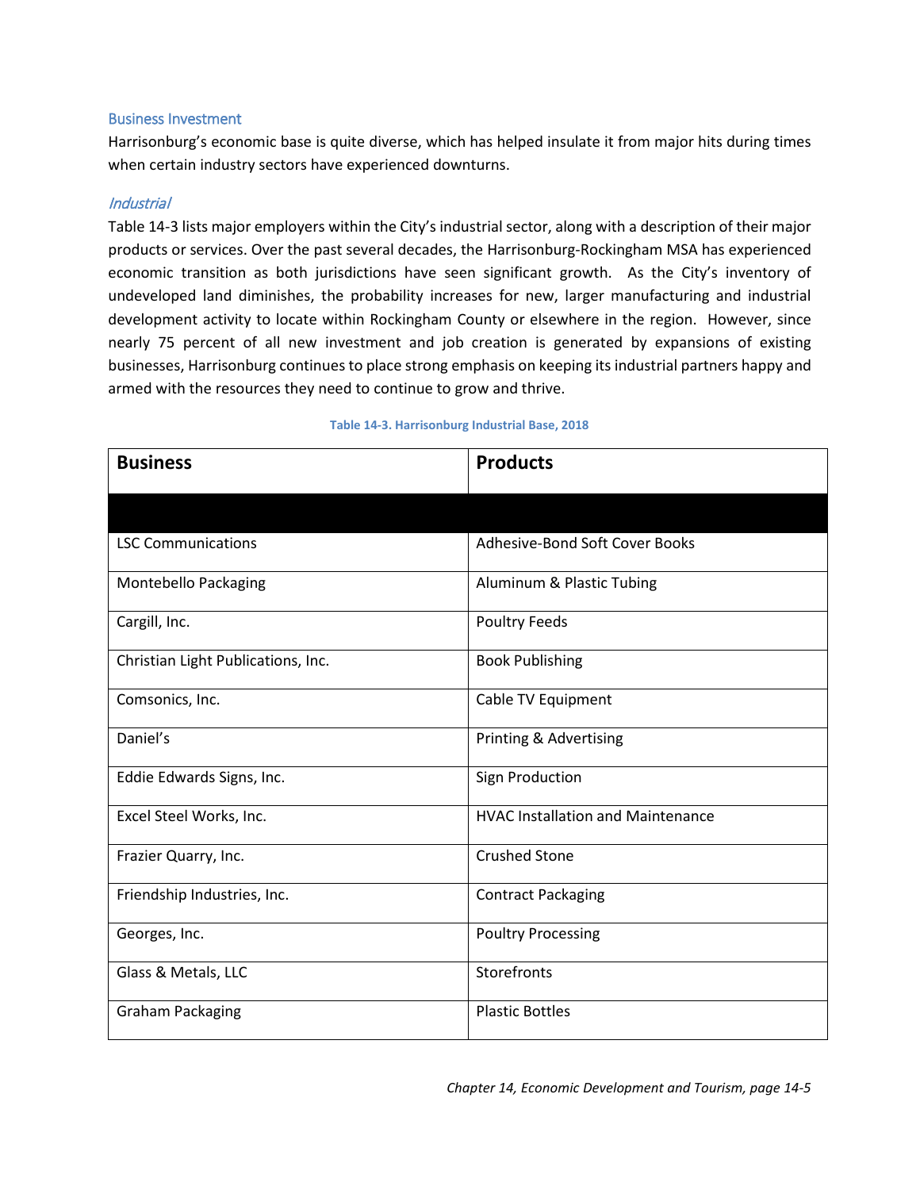### Business Investment

Harrisonburg's economic base is quite diverse, which has helped insulate it from major hits during times when certain industry sectors have experienced downturns.

#### *Industrial*

Table 14-3 lists major employers within the City's industrial sector, along with a description of their major products or services. Over the past several decades, the Harrisonburg-Rockingham MSA has experienced economic transition as both jurisdictions have seen significant growth. As the City's inventory of undeveloped land diminishes, the probability increases for new, larger manufacturing and industrial development activity to locate within Rockingham County or elsewhere in the region. However, since nearly 75 percent of all new investment and job creation is generated by expansions of existing businesses, Harrisonburg continues to place strong emphasis on keeping its industrial partners happy and armed with the resources they need to continue to grow and thrive.

**Table 14-3. Harrisonburg Industrial Base, 2018**

| Business | Products |
|---|---|
| | |
| LSC Communications | Adhesive-Bond Soft Cover Books |
| Montebello Packaging | Aluminum & Plastic Tubing |
| Cargill, Inc. | Poultry Feeds |
| Christian Light Publications, Inc. | Book Publishing |
| Comsonics, Inc. | Cable TV Equipment |
| Daniel's | Printing & Advertising |
| Eddie Edwards Signs, Inc. | Sign Production |
| Excel Steel Works, Inc. | HVAC Installation and Maintenance |
| Frazier Quarry, Inc. | Crushed Stone |
| Friendship Industries, Inc. | Contract Packaging |
| Georges, Inc. | Poultry Processing |
| Glass & Metals, LLC | Storefronts |
| Graham Packaging | Plastic Bottles |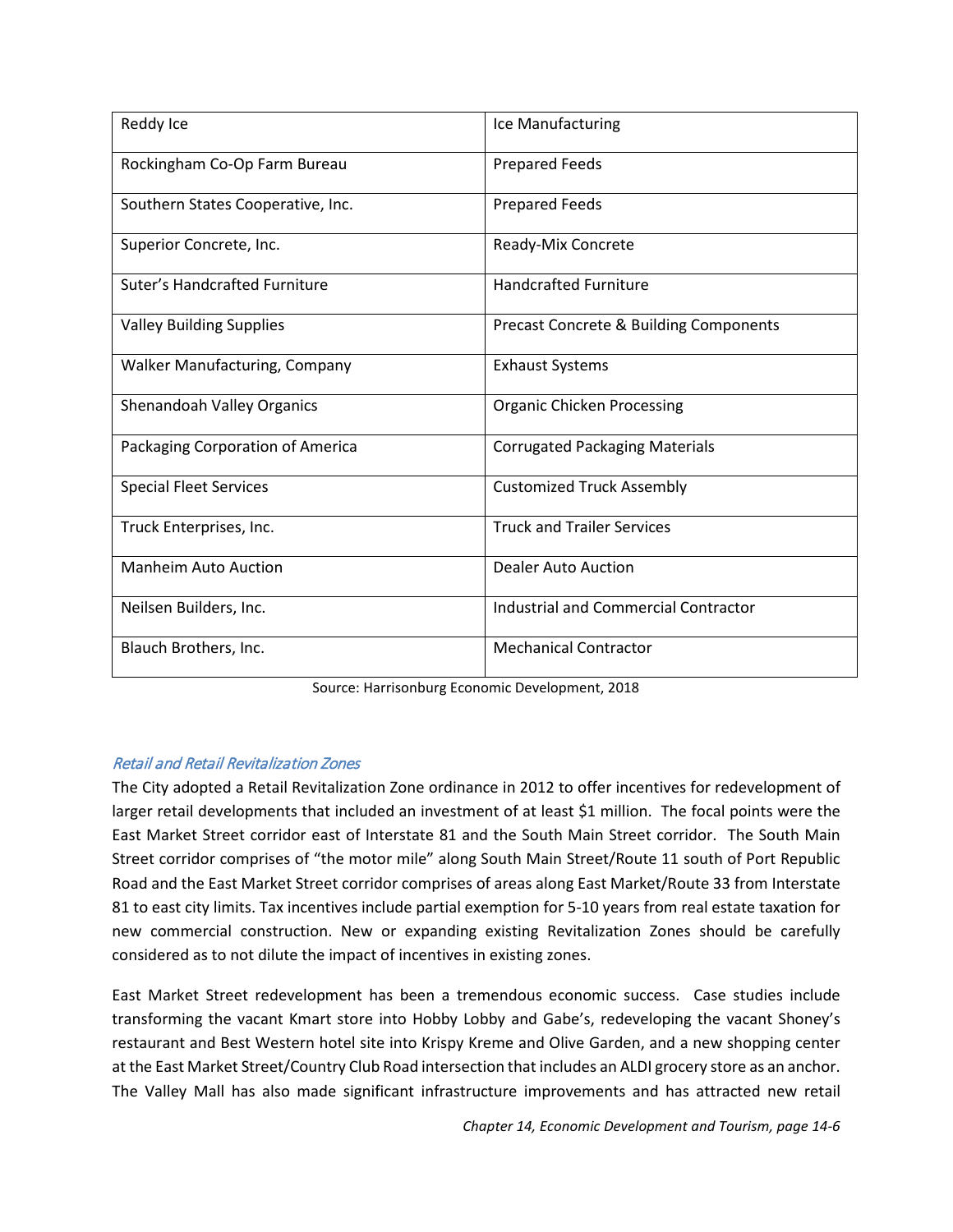| | |
|---|---|
| Reddy Ice | Ice Manufacturing |
| Rockingham Co-Op Farm Bureau | Prepared Feeds |
| Southern States Cooperative, Inc. | Prepared Feeds |
| Superior Concrete, Inc. | Ready-Mix Concrete |
| Suter's Handcrafted Furniture | Handcrafted Furniture |
| Valley Building Supplies | Precast Concrete & Building Components |
| Walker Manufacturing, Company | Exhaust Systems |
| Shenandoah Valley Organics | Organic Chicken Processing |
| Packaging Corporation of America | Corrugated Packaging Materials |
| Special Fleet Services | Customized Truck Assembly |
| Truck Enterprises, Inc. | Truck and Trailer Services |
| Manheim Auto Auction | Dealer Auto Auction |
| Neilsen Builders, Inc. | Industrial and Commercial Contractor |
| Blauch Brothers, Inc. | Mechanical Contractor |

Source: Harrisonburg Economic Development, 2018

### *Retail and Retail Revitalization Zones*

The City adopted a Retail Revitalization Zone ordinance in 2012 to offer incentives for redevelopment of larger retail developments that included an investment of at least $1 million. The focal points were the East Market Street corridor east of Interstate 81 and the South Main Street corridor. The South Main Street corridor comprises of "the motor mile" along South Main Street/Route 11 south of Port Republic Road and the East Market Street corridor comprises of areas along East Market/Route 33 from Interstate 81 to east city limits. Tax incentives include partial exemption for 5-10 years from real estate taxation for new commercial construction. New or expanding existing Revitalization Zones should be carefully considered as to not dilute the impact of incentives in existing zones.

East Market Street redevelopment has been a tremendous economic success. Case studies include transforming the vacant Kmart store into Hobby Lobby and Gabe's, redeveloping the vacant Shoney's restaurant and Best Western hotel site into Krispy Kreme and Olive Garden, and a new shopping center at the East Market Street/Country Club Road intersection that includes an ALDI grocery store as an anchor. The Valley Mall has also made significant infrastructure improvements and has attracted new retail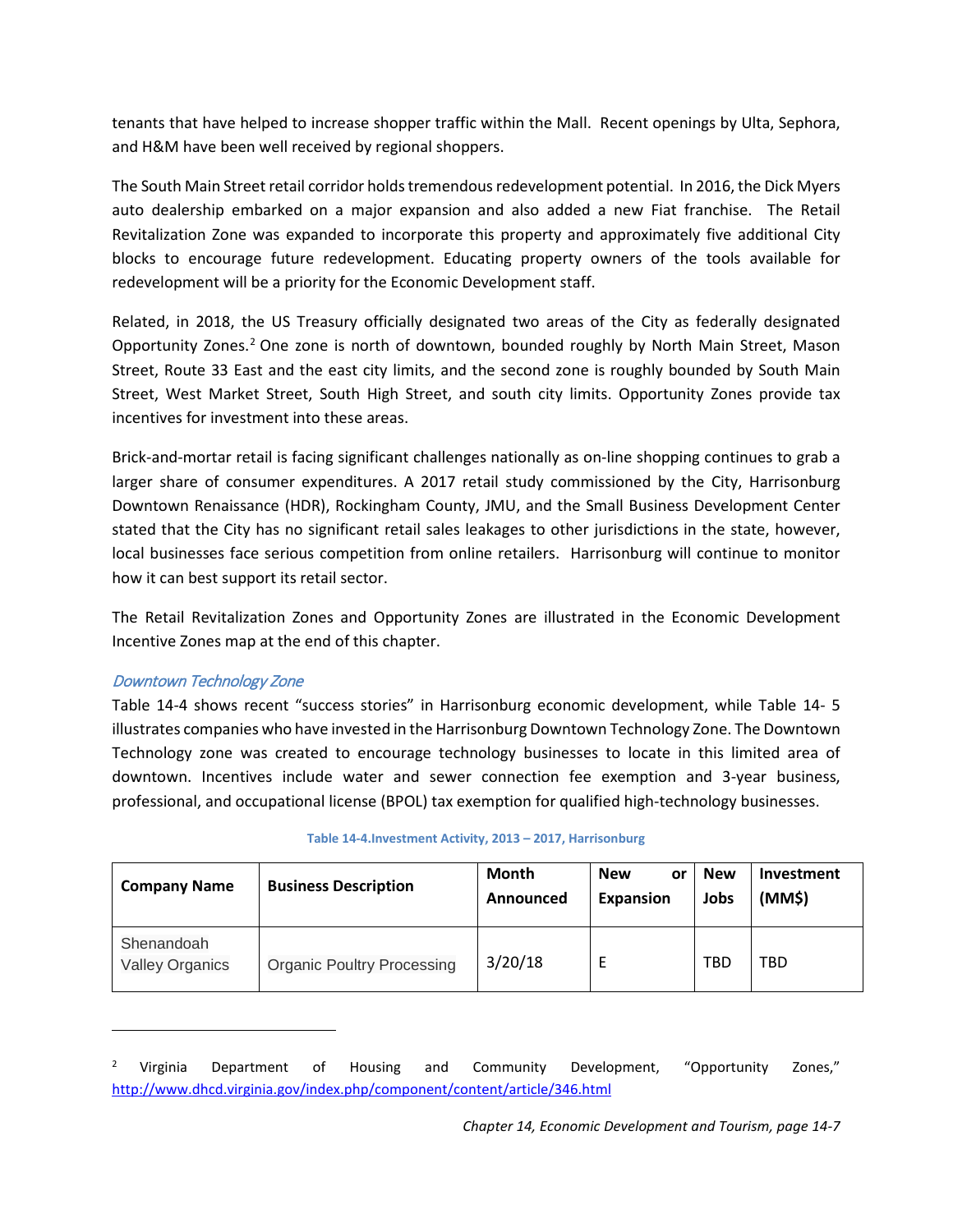tenants that have helped to increase shopper traffic within the Mall. Recent openings by Ulta, Sephora, and H&M have been well received by regional shoppers.

The South Main Street retail corridor holds tremendous redevelopment potential. In 2016, the Dick Myers auto dealership embarked on a major expansion and also added a new Fiat franchise. The Retail Revitalization Zone was expanded to incorporate this property and approximately five additional City blocks to encourage future redevelopment. Educating property owners of the tools available for redevelopment will be a priority for the Economic Development staff.

Related, in 2018, the US Treasury officially designated two areas of the City as federally designated Opportunity Zones.[2] One zone is north of downtown, bounded roughly by North Main Street, Mason Street, Route 33 East and the east city limits, and the second zone is roughly bounded by South Main Street, West Market Street, South High Street, and south city limits. Opportunity Zones provide tax incentives for investment into these areas.

Brick-and-mortar retail is facing significant challenges nationally as on-line shopping continues to grab a larger share of consumer expenditures. A 2017 retail study commissioned by the City, Harrisonburg Downtown Renaissance (HDR), Rockingham County, JMU, and the Small Business Development Center stated that the City has no significant retail sales leakages to other jurisdictions in the state, however, local businesses face serious competition from online retailers. Harrisonburg will continue to monitor how it can best support its retail sector.

The Retail Revitalization Zones and Opportunity Zones are illustrated in the Economic Development Incentive Zones map at the end of this chapter.

### *Downtown Technology Zone*

Table 14-4 shows recent "success stories" in Harrisonburg economic development, while Table 14- 5 illustrates companies who have invested in the Harrisonburg Downtown Technology Zone. The Downtown Technology zone was created to encourage technology businesses to locate in this limited area of downtown. Incentives include water and sewer connection fee exemption and 3-year business, professional, and occupational license (BPOL) tax exemption for qualified high-technology businesses.

**Table 14-4.Investment Activity, 2013 – 2017, Harrisonburg**

| Company Name | Business Description | Month Announced | New or Expansion | New Jobs | Investment (MM$) |
|---|---|---|---|---|---|
| Shenandoah Valley Organics | Organic Poultry Processing | 3/20/18 | E | TBD | TBD |

[2] Virginia Department of Housing and Community Development, "Opportunity Zones," http://www.dhcd.virginia.gov/index.php/component/content/article/346.html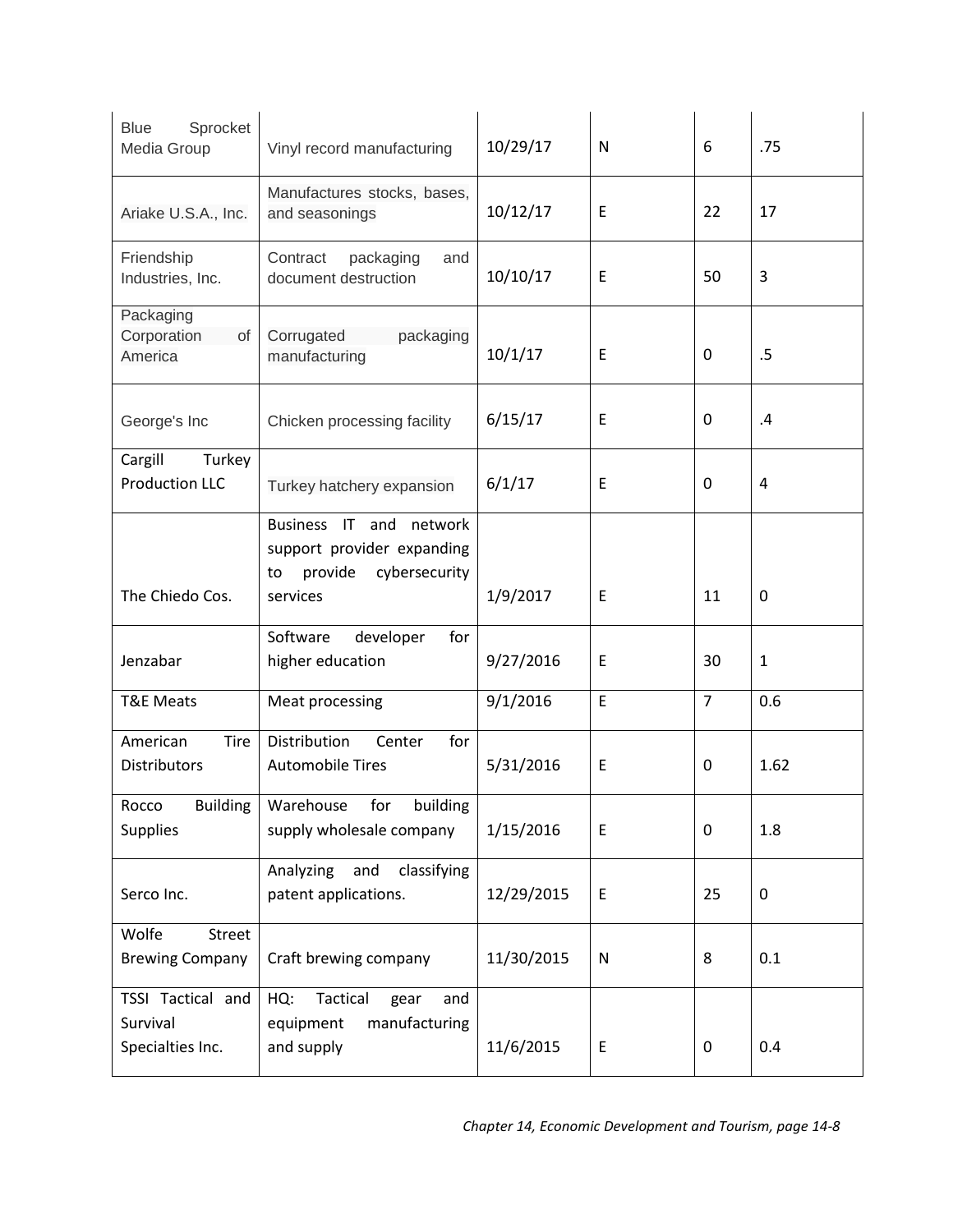| Blue Sprocket Media Group | Vinyl record manufacturing | 10/29/17 | N | 6 | .75 |
|---|---|---|---|---|---|
| Ariake U.S.A., Inc. | Manufactures stocks, bases, and seasonings | 10/12/17 | E | 22 | 17 |
| Friendship Industries, Inc. | Contract packaging and document destruction | 10/10/17 | E | 50 | 3 |
| Packaging Corporation of America | Corrugated packaging manufacturing | 10/1/17 | E | 0 | .5 |
| George's Inc | Chicken processing facility | 6/15/17 | E | 0 | .4 |
| Cargill Turkey Production LLC | Turkey hatchery expansion | 6/1/17 | E | 0 | 4 |
| The Chiedo Cos. | Business IT and network support provider expanding to provide cybersecurity services | 1/9/2017 | E | 11 | 0 |
| Jenzabar | Software developer for higher education | 9/27/2016 | E | 30 | 1 |
| T&E Meats | Meat processing | 9/1/2016 | E | 7 | 0.6 |
| American Tire Distributors | Distribution Center for Automobile Tires | 5/31/2016 | E | 0 | 1.62 |
| Rocco Building Supplies | Warehouse for building supply wholesale company | 1/15/2016 | E | 0 | 1.8 |
| Serco Inc. | Analyzing and classifying patent applications. | 12/29/2015 | E | 25 | 0 |
| Wolfe Street Brewing Company | Craft brewing company | 11/30/2015 | N | 8 | 0.1 |
| TSSI Tactical and Survival Specialties Inc. | HQ: Tactical gear and equipment manufacturing and supply | 11/6/2015 | E | 0 | 0.4 |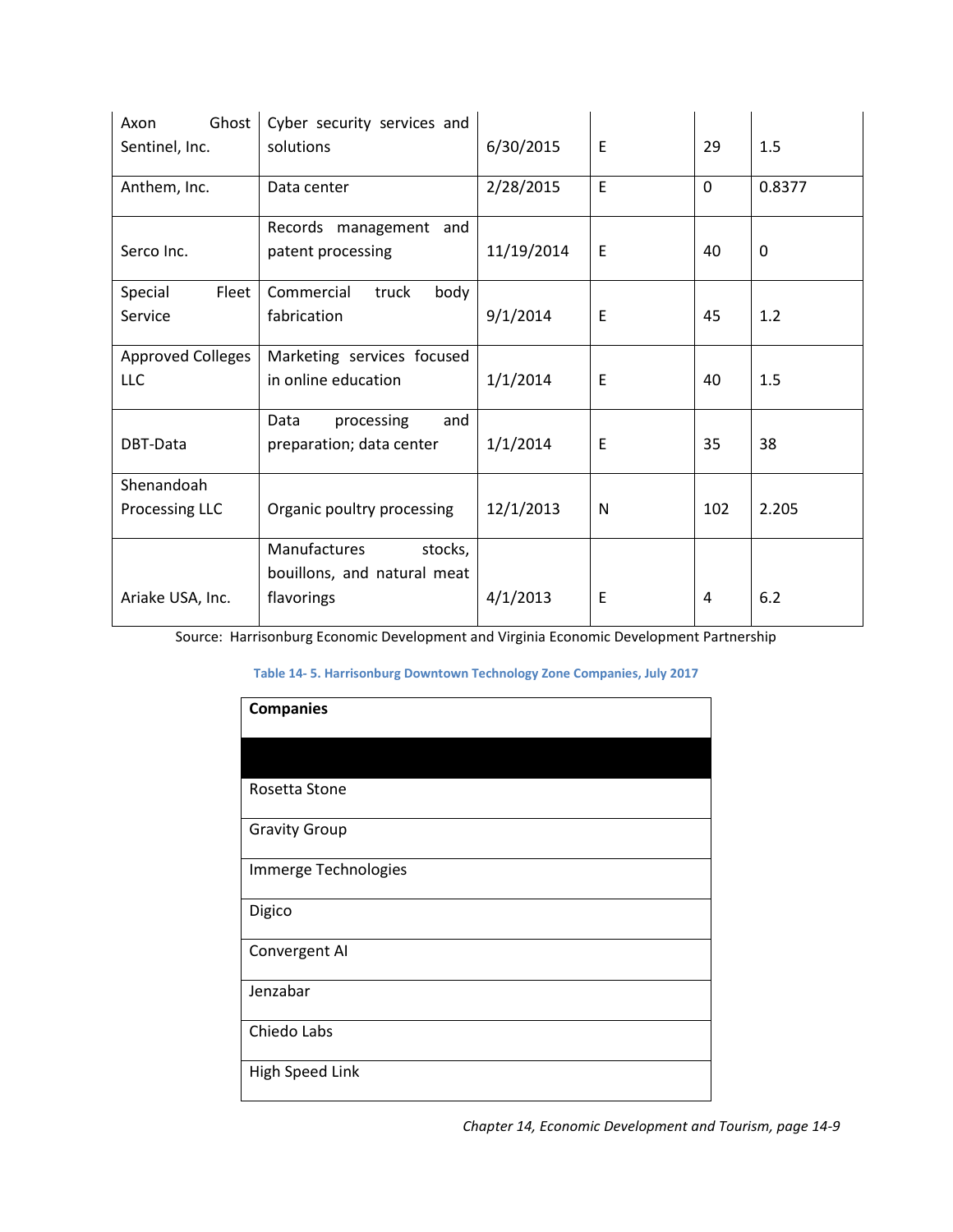| | | | | | |
|---|---|---|---|---|---|
| Axon Ghost Sentinel, Inc. | Cyber security services and solutions | 6/30/2015 | E | 29 | 1.5 |
| Anthem, Inc. | Data center | 2/28/2015 | E | 0 | 0.8377 |
| Serco Inc. | Records management and patent processing | 11/19/2014 | E | 40 | 0 |
| Special Fleet Service | Commercial truck body fabrication | 9/1/2014 | E | 45 | 1.2 |
| Approved Colleges LLC | Marketing services focused in online education | 1/1/2014 | E | 40 | 1.5 |
| DBT-Data | Data processing and preparation; data center | 1/1/2014 | E | 35 | 38 |
| Shenandoah Processing LLC | Organic poultry processing | 12/1/2013 | N | 102 | 2.205 |
| Ariake USA, Inc. | Manufactures stocks, bouillons, and natural meat flavorings | 4/1/2013 | E | 4 | 6.2 |

Source: Harrisonburg Economic Development and Virginia Economic Development Partnership

**Table 14- 5. Harrisonburg Downtown Technology Zone Companies, July 2017**

| Companies |
|---|
| |
| Rosetta Stone |
| Gravity Group |
| Immerge Technologies |
| Digico |
| Convergent AI |
| Jenzabar |
| Chiedo Labs |
| High Speed Link |

*Chapter 14, Economic Development and Tourism, page 14-9*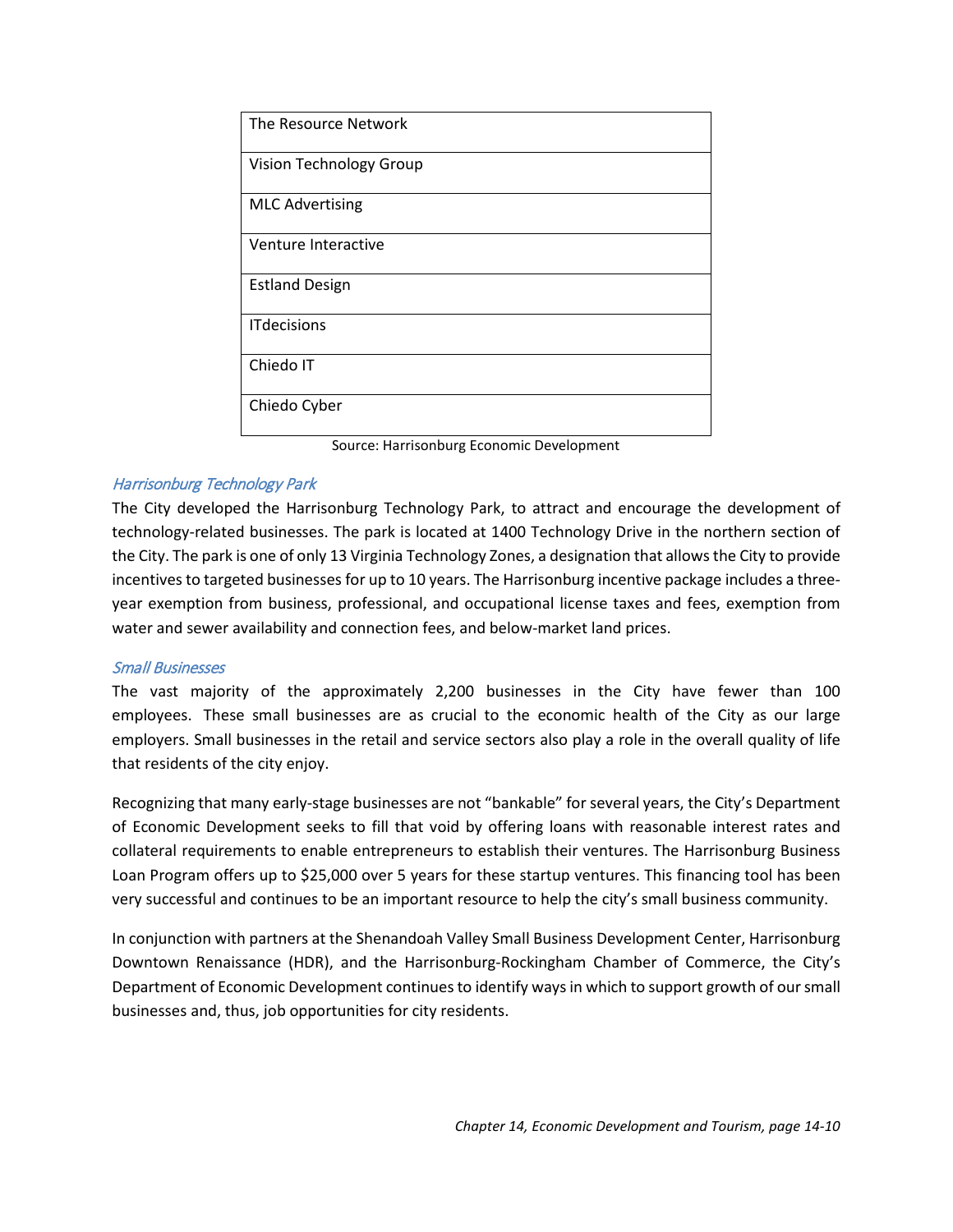| The Resource Network |
|---|
| Vision Technology Group |
| MLC Advertising |
| Venture Interactive |
| Estland Design |
| ITdecisions |
| Chiedo IT |
| Chiedo Cyber |

Source: Harrisonburg Economic Development

### *Harrisonburg Technology Park*

The City developed the Harrisonburg Technology Park, to attract and encourage the development of technology-related businesses. The park is located at 1400 Technology Drive in the northern section of the City. The park is one of only 13 Virginia Technology Zones, a designation that allows the City to provide incentives to targeted businesses for up to 10 years. The Harrisonburg incentive package includes a three-year exemption from business, professional, and occupational license taxes and fees, exemption from water and sewer availability and connection fees, and below-market land prices.

### *Small Businesses*

The vast majority of the approximately 2,200 businesses in the City have fewer than 100 employees. These small businesses are as crucial to the economic health of the City as our large employers. Small businesses in the retail and service sectors also play a role in the overall quality of life that residents of the city enjoy.

Recognizing that many early-stage businesses are not "bankable" for several years, the City's Department of Economic Development seeks to fill that void by offering loans with reasonable interest rates and collateral requirements to enable entrepreneurs to establish their ventures. The Harrisonburg Business Loan Program offers up to $25,000 over 5 years for these startup ventures. This financing tool has been very successful and continues to be an important resource to help the city's small business community.

In conjunction with partners at the Shenandoah Valley Small Business Development Center, Harrisonburg Downtown Renaissance (HDR), and the Harrisonburg-Rockingham Chamber of Commerce, the City's Department of Economic Development continues to identify ways in which to support growth of our small businesses and, thus, job opportunities for city residents.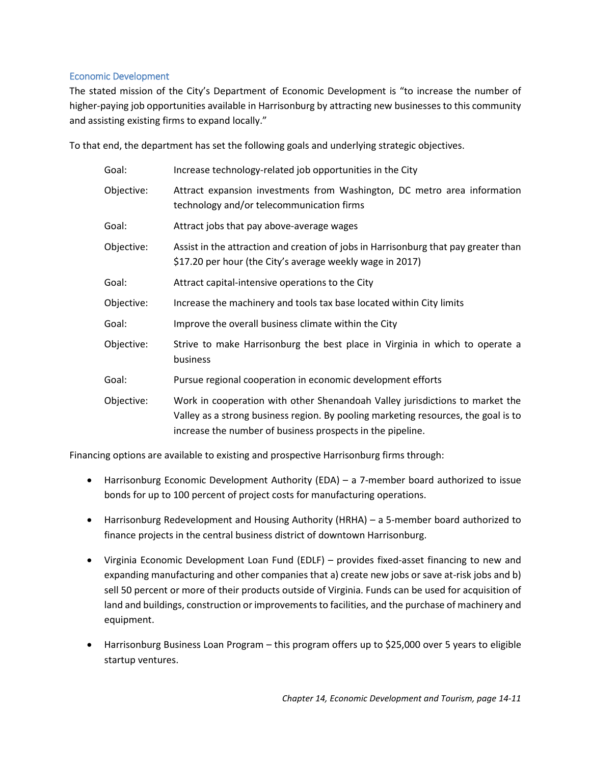## Economic Development

The stated mission of the City's Department of Economic Development is "to increase the number of higher-paying job opportunities available in Harrisonburg by attracting new businesses to this community and assisting existing firms to expand locally."

To that end, the department has set the following goals and underlying strategic objectives.

| | |
|---|---|
| Goal: | Increase technology-related job opportunities in the City |
| Objective: | Attract expansion investments from Washington, DC metro area information technology and/or telecommunication firms |
| Goal: | Attract jobs that pay above-average wages |
| Objective: | Assist in the attraction and creation of jobs in Harrisonburg that pay greater than $17.20 per hour (the City's average weekly wage in 2017) |
| Goal: | Attract capital-intensive operations to the City |
| Objective: | Increase the machinery and tools tax base located within City limits |
| Goal: | Improve the overall business climate within the City |
| Objective: | Strive to make Harrisonburg the best place in Virginia in which to operate a business |
| Goal: | Pursue regional cooperation in economic development efforts |
| Objective: | Work in cooperation with other Shenandoah Valley jurisdictions to market the Valley as a strong business region. By pooling marketing resources, the goal is to increase the number of business prospects in the pipeline. |

Financing options are available to existing and prospective Harrisonburg firms through:

- Harrisonburg Economic Development Authority (EDA) – a 7-member board authorized to issue bonds for up to 100 percent of project costs for manufacturing operations.
- Harrisonburg Redevelopment and Housing Authority (HRHA) – a 5-member board authorized to finance projects in the central business district of downtown Harrisonburg.
- Virginia Economic Development Loan Fund (EDLF) – provides fixed-asset financing to new and expanding manufacturing and other companies that a) create new jobs or save at-risk jobs and b) sell 50 percent or more of their products outside of Virginia. Funds can be used for acquisition of land and buildings, construction or improvements to facilities, and the purchase of machinery and equipment.
- Harrisonburg Business Loan Program – this program offers up to $25,000 over 5 years to eligible startup ventures.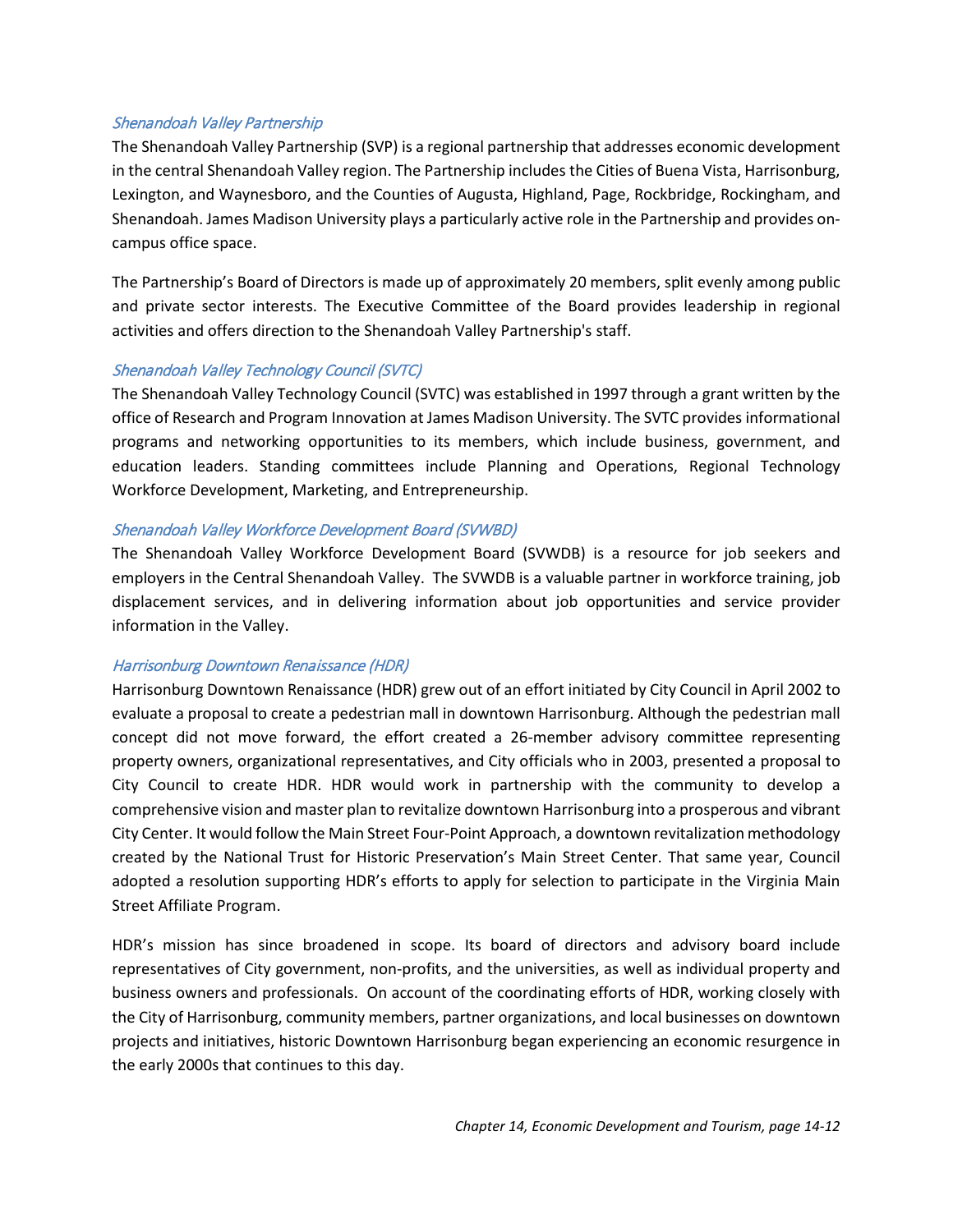### *Shenandoah Valley Partnership*

The Shenandoah Valley Partnership (SVP) is a regional partnership that addresses economic development in the central Shenandoah Valley region. The Partnership includes the Cities of Buena Vista, Harrisonburg, Lexington, and Waynesboro, and the Counties of Augusta, Highland, Page, Rockbridge, Rockingham, and Shenandoah. James Madison University plays a particularly active role in the Partnership and provides on-campus office space.

The Partnership's Board of Directors is made up of approximately 20 members, split evenly among public and private sector interests. The Executive Committee of the Board provides leadership in regional activities and offers direction to the Shenandoah Valley Partnership's staff.

### *Shenandoah Valley Technology Council (SVTC)*

The Shenandoah Valley Technology Council (SVTC) was established in 1997 through a grant written by the office of Research and Program Innovation at James Madison University. The SVTC provides informational programs and networking opportunities to its members, which include business, government, and education leaders. Standing committees include Planning and Operations, Regional Technology Workforce Development, Marketing, and Entrepreneurship.

### *Shenandoah Valley Workforce Development Board (SVWBD)*

The Shenandoah Valley Workforce Development Board (SVWDB) is a resource for job seekers and employers in the Central Shenandoah Valley. The SVWDB is a valuable partner in workforce training, job displacement services, and in delivering information about job opportunities and service provider information in the Valley.

### *Harrisonburg Downtown Renaissance (HDR)*

Harrisonburg Downtown Renaissance (HDR) grew out of an effort initiated by City Council in April 2002 to evaluate a proposal to create a pedestrian mall in downtown Harrisonburg. Although the pedestrian mall concept did not move forward, the effort created a 26-member advisory committee representing property owners, organizational representatives, and City officials who in 2003, presented a proposal to City Council to create HDR. HDR would work in partnership with the community to develop a comprehensive vision and master plan to revitalize downtown Harrisonburg into a prosperous and vibrant City Center. It would follow the Main Street Four-Point Approach, a downtown revitalization methodology created by the National Trust for Historic Preservation's Main Street Center. That same year, Council adopted a resolution supporting HDR's efforts to apply for selection to participate in the Virginia Main Street Affiliate Program.

HDR's mission has since broadened in scope. Its board of directors and advisory board include representatives of City government, non-profits, and the universities, as well as individual property and business owners and professionals. On account of the coordinating efforts of HDR, working closely with the City of Harrisonburg, community members, partner organizations, and local businesses on downtown projects and initiatives, historic Downtown Harrisonburg began experiencing an economic resurgence in the early 2000s that continues to this day.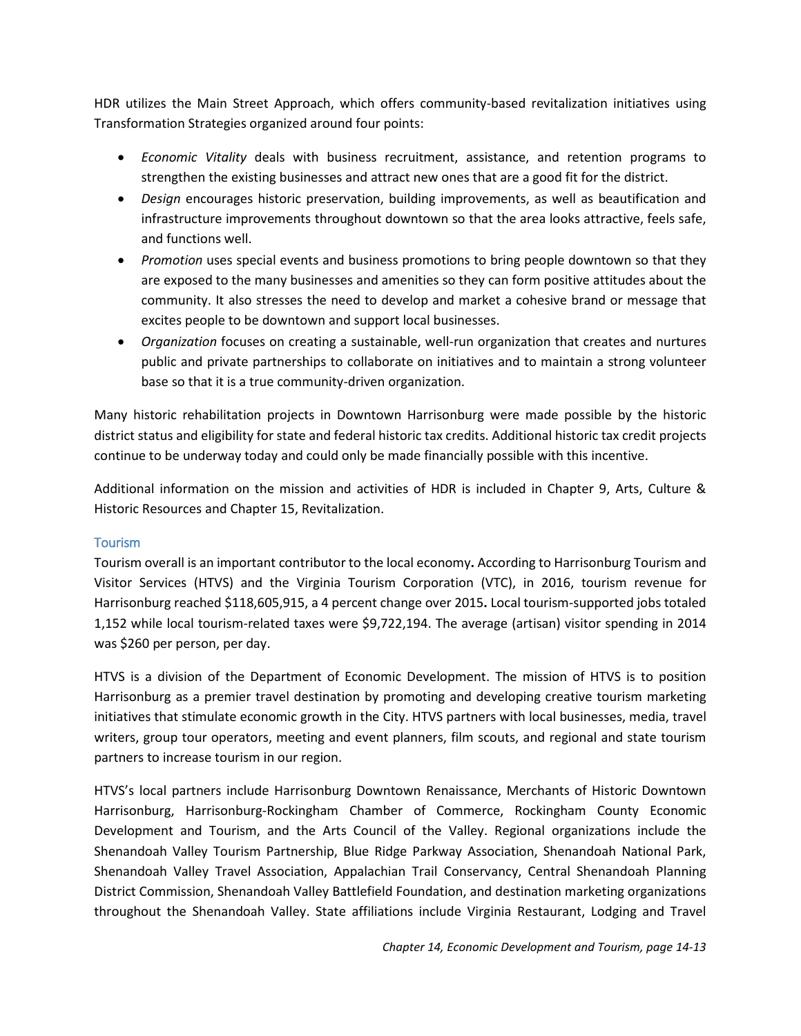HDR utilizes the Main Street Approach, which offers community-based revitalization initiatives using Transformation Strategies organized around four points:

- *Economic Vitality* deals with business recruitment, assistance, and retention programs to strengthen the existing businesses and attract new ones that are a good fit for the district.
- *Design* encourages historic preservation, building improvements, as well as beautification and infrastructure improvements throughout downtown so that the area looks attractive, feels safe, and functions well.
- *Promotion* uses special events and business promotions to bring people downtown so that they are exposed to the many businesses and amenities so they can form positive attitudes about the community. It also stresses the need to develop and market a cohesive brand or message that excites people to be downtown and support local businesses.
- *Organization* focuses on creating a sustainable, well-run organization that creates and nurtures public and private partnerships to collaborate on initiatives and to maintain a strong volunteer base so that it is a true community-driven organization.

Many historic rehabilitation projects in Downtown Harrisonburg were made possible by the historic district status and eligibility for state and federal historic tax credits. Additional historic tax credit projects continue to be underway today and could only be made financially possible with this incentive.

Additional information on the mission and activities of HDR is included in Chapter 9, Arts, Culture & Historic Resources and Chapter 15, Revitalization.

### Tourism

Tourism overall is an important contributor to the local economy**.** According to Harrisonburg Tourism and Visitor Services (HTVS) and the Virginia Tourism Corporation (VTC), in 2016, tourism revenue for Harrisonburg reached $118,605,915, a 4 percent change over 2015**.** Local tourism-supported jobs totaled 1,152 while local tourism-related taxes were $9,722,194. The average (artisan) visitor spending in 2014 was $260 per person, per day.

HTVS is a division of the Department of Economic Development. The mission of HTVS is to position Harrisonburg as a premier travel destination by promoting and developing creative tourism marketing initiatives that stimulate economic growth in the City. HTVS partners with local businesses, media, travel writers, group tour operators, meeting and event planners, film scouts, and regional and state tourism partners to increase tourism in our region.

HTVS's local partners include Harrisonburg Downtown Renaissance, Merchants of Historic Downtown Harrisonburg, Harrisonburg-Rockingham Chamber of Commerce, Rockingham County Economic Development and Tourism, and the Arts Council of the Valley. Regional organizations include the Shenandoah Valley Tourism Partnership, Blue Ridge Parkway Association, Shenandoah National Park, Shenandoah Valley Travel Association, Appalachian Trail Conservancy, Central Shenandoah Planning District Commission, Shenandoah Valley Battlefield Foundation, and destination marketing organizations throughout the Shenandoah Valley. State affiliations include Virginia Restaurant, Lodging and Travel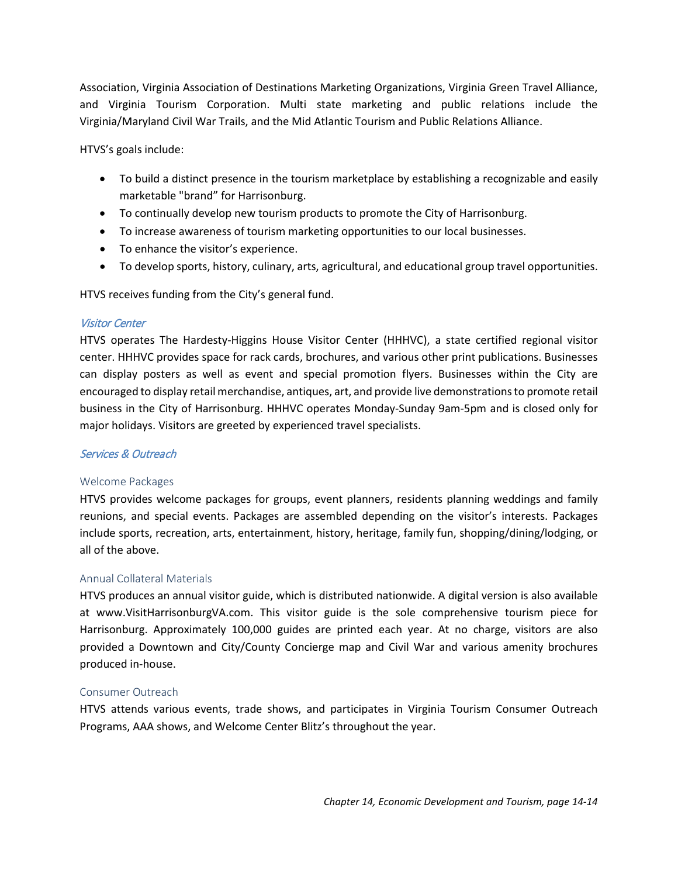Association, Virginia Association of Destinations Marketing Organizations, Virginia Green Travel Alliance, and Virginia Tourism Corporation. Multi state marketing and public relations include the Virginia/Maryland Civil War Trails, and the Mid Atlantic Tourism and Public Relations Alliance.

HTVS's goals include:

- To build a distinct presence in the tourism marketplace by establishing a recognizable and easily marketable "brand" for Harrisonburg.
- To continually develop new tourism products to promote the City of Harrisonburg.
- To increase awareness of tourism marketing opportunities to our local businesses.
- To enhance the visitor's experience.
- To develop sports, history, culinary, arts, agricultural, and educational group travel opportunities.

HTVS receives funding from the City's general fund.

### *Visitor Center*

HTVS operates The Hardesty-Higgins House Visitor Center (HHHVC), a state certified regional visitor center. HHHVC provides space for rack cards, brochures, and various other print publications. Businesses can display posters as well as event and special promotion flyers. Businesses within the City are encouraged to display retail merchandise, antiques, art, and provide live demonstrations to promote retail business in the City of Harrisonburg. HHHVC operates Monday-Sunday 9am-5pm and is closed only for major holidays. Visitors are greeted by experienced travel specialists.

### *Services & Outreach*

#### Welcome Packages

HTVS provides welcome packages for groups, event planners, residents planning weddings and family reunions, and special events. Packages are assembled depending on the visitor's interests. Packages include sports, recreation, arts, entertainment, history, heritage, family fun, shopping/dining/lodging, or all of the above.

#### Annual Collateral Materials

HTVS produces an annual visitor guide, which is distributed nationwide. A digital version is also available at www.VisitHarrisonburgVA.com. This visitor guide is the sole comprehensive tourism piece for Harrisonburg. Approximately 100,000 guides are printed each year. At no charge, visitors are also provided a Downtown and City/County Concierge map and Civil War and various amenity brochures produced in-house.

#### Consumer Outreach

HTVS attends various events, trade shows, and participates in Virginia Tourism Consumer Outreach Programs, AAA shows, and Welcome Center Blitz's throughout the year.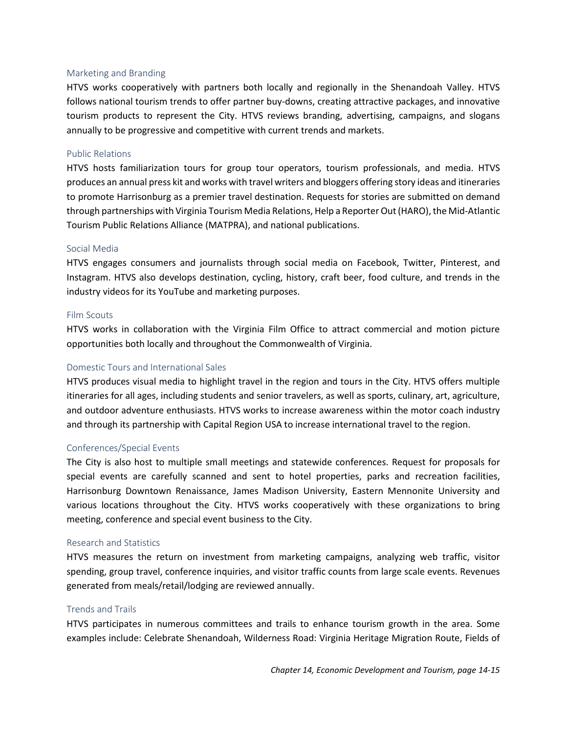### Marketing and Branding

HTVS works cooperatively with partners both locally and regionally in the Shenandoah Valley. HTVS follows national tourism trends to offer partner buy-downs, creating attractive packages, and innovative tourism products to represent the City. HTVS reviews branding, advertising, campaigns, and slogans annually to be progressive and competitive with current trends and markets.

### Public Relations

HTVS hosts familiarization tours for group tour operators, tourism professionals, and media. HTVS produces an annual press kit and works with travel writers and bloggers offering story ideas and itineraries to promote Harrisonburg as a premier travel destination. Requests for stories are submitted on demand through partnerships with Virginia Tourism Media Relations, Help a Reporter Out (HARO), the Mid-Atlantic Tourism Public Relations Alliance (MATPRA), and national publications.

### Social Media

HTVS engages consumers and journalists through social media on Facebook, Twitter, Pinterest, and Instagram. HTVS also develops destination, cycling, history, craft beer, food culture, and trends in the industry videos for its YouTube and marketing purposes.

### Film Scouts

HTVS works in collaboration with the Virginia Film Office to attract commercial and motion picture opportunities both locally and throughout the Commonwealth of Virginia.

### Domestic Tours and International Sales

HTVS produces visual media to highlight travel in the region and tours in the City. HTVS offers multiple itineraries for all ages, including students and senior travelers, as well as sports, culinary, art, agriculture, and outdoor adventure enthusiasts. HTVS works to increase awareness within the motor coach industry and through its partnership with Capital Region USA to increase international travel to the region.

### Conferences/Special Events

The City is also host to multiple small meetings and statewide conferences. Request for proposals for special events are carefully scanned and sent to hotel properties, parks and recreation facilities, Harrisonburg Downtown Renaissance, James Madison University, Eastern Mennonite University and various locations throughout the City. HTVS works cooperatively with these organizations to bring meeting, conference and special event business to the City.

### Research and Statistics

HTVS measures the return on investment from marketing campaigns, analyzing web traffic, visitor spending, group travel, conference inquiries, and visitor traffic counts from large scale events. Revenues generated from meals/retail/lodging are reviewed annually.

### Trends and Trails

HTVS participates in numerous committees and trails to enhance tourism growth in the area. Some examples include: Celebrate Shenandoah, Wilderness Road: Virginia Heritage Migration Route, Fields of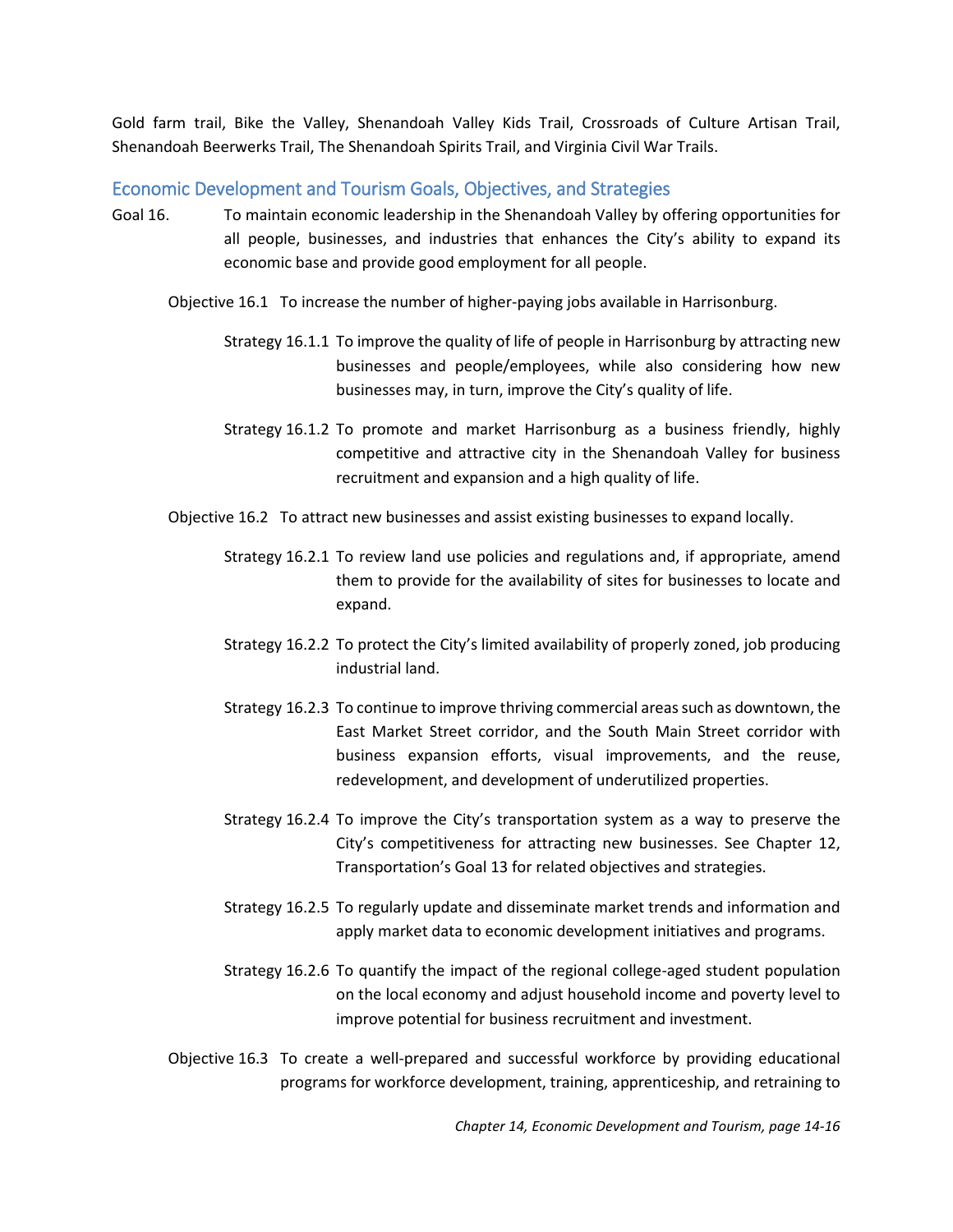Gold farm trail, Bike the Valley, Shenandoah Valley Kids Trail, Crossroads of Culture Artisan Trail, Shenandoah Beerwerks Trail, The Shenandoah Spirits Trail, and Virginia Civil War Trails.

## Economic Development and Tourism Goals, Objectives, and Strategies

Goal 16. To maintain economic leadership in the Shenandoah Valley by offering opportunities for all people, businesses, and industries that enhances the City's ability to expand its economic base and provide good employment for all people.

Objective 16.1 To increase the number of higher-paying jobs available in Harrisonburg.

Strategy 16.1.1 To improve the quality of life of people in Harrisonburg by attracting new businesses and people/employees, while also considering how new businesses may, in turn, improve the City's quality of life.

Strategy 16.1.2 To promote and market Harrisonburg as a business friendly, highly competitive and attractive city in the Shenandoah Valley for business recruitment and expansion and a high quality of life.

Objective 16.2 To attract new businesses and assist existing businesses to expand locally.

Strategy 16.2.1 To review land use policies and regulations and, if appropriate, amend them to provide for the availability of sites for businesses to locate and expand.

Strategy 16.2.2 To protect the City's limited availability of properly zoned, job producing industrial land.

Strategy 16.2.3 To continue to improve thriving commercial areas such as downtown, the East Market Street corridor, and the South Main Street corridor with business expansion efforts, visual improvements, and the reuse, redevelopment, and development of underutilized properties.

Strategy 16.2.4 To improve the City's transportation system as a way to preserve the City's competitiveness for attracting new businesses. See Chapter 12, Transportation's Goal 13 for related objectives and strategies.

Strategy 16.2.5 To regularly update and disseminate market trends and information and apply market data to economic development initiatives and programs.

Strategy 16.2.6 To quantify the impact of the regional college-aged student population on the local economy and adjust household income and poverty level to improve potential for business recruitment and investment.

Objective 16.3 To create a well-prepared and successful workforce by providing educational programs for workforce development, training, apprenticeship, and retraining to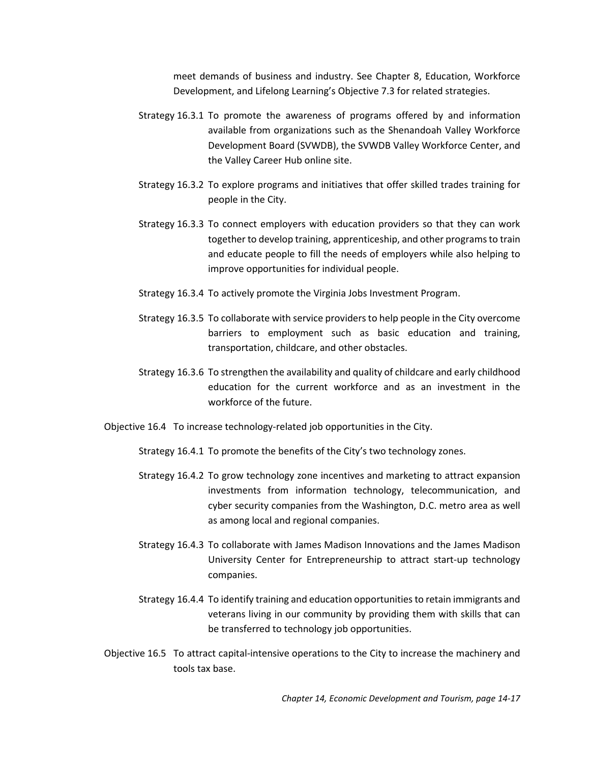meet demands of business and industry. See Chapter 8, Education, Workforce Development, and Lifelong Learning's Objective 7.3 for related strategies.

Strategy 16.3.1 To promote the awareness of programs offered by and information available from organizations such as the Shenandoah Valley Workforce Development Board (SVWDB), the SVWDB Valley Workforce Center, and the Valley Career Hub online site.

Strategy 16.3.2 To explore programs and initiatives that offer skilled trades training for people in the City.

Strategy 16.3.3 To connect employers with education providers so that they can work together to develop training, apprenticeship, and other programs to train and educate people to fill the needs of employers while also helping to improve opportunities for individual people.

Strategy 16.3.4 To actively promote the Virginia Jobs Investment Program.

Strategy 16.3.5 To collaborate with service providers to help people in the City overcome barriers to employment such as basic education and training, transportation, childcare, and other obstacles.

Strategy 16.3.6 To strengthen the availability and quality of childcare and early childhood education for the current workforce and as an investment in the workforce of the future.

Objective 16.4 To increase technology-related job opportunities in the City.

Strategy 16.4.1 To promote the benefits of the City's two technology zones.

Strategy 16.4.2 To grow technology zone incentives and marketing to attract expansion investments from information technology, telecommunication, and cyber security companies from the Washington, D.C. metro area as well as among local and regional companies.

Strategy 16.4.3 To collaborate with James Madison Innovations and the James Madison University Center for Entrepreneurship to attract start-up technology companies.

Strategy 16.4.4 To identify training and education opportunities to retain immigrants and veterans living in our community by providing them with skills that can be transferred to technology job opportunities.

Objective 16.5 To attract capital-intensive operations to the City to increase the machinery and tools tax base.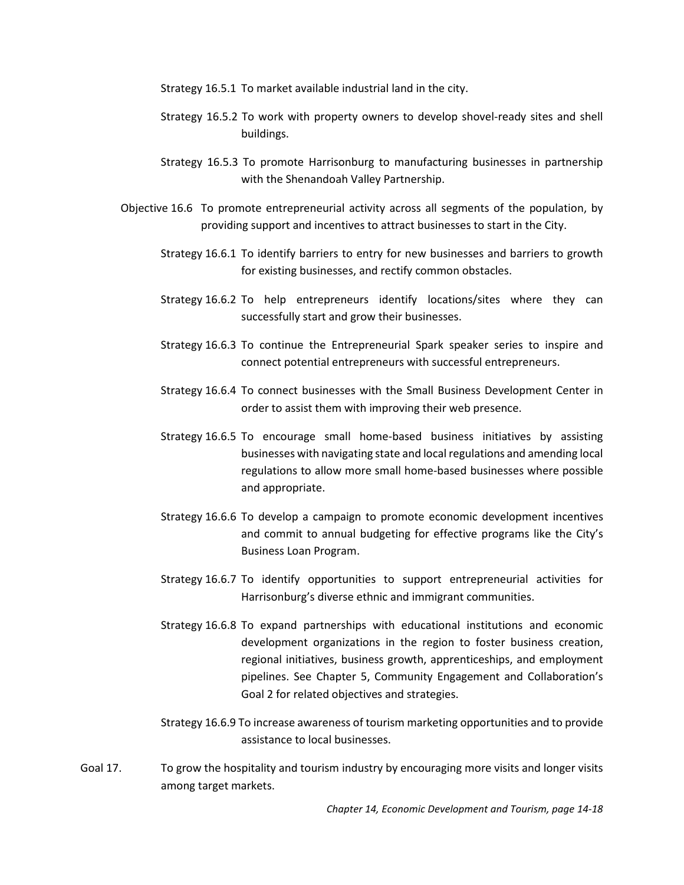Strategy 16.5.1 To market available industrial land in the city.

Strategy 16.5.2 To work with property owners to develop shovel-ready sites and shell buildings.

Strategy 16.5.3 To promote Harrisonburg to manufacturing businesses in partnership with the Shenandoah Valley Partnership.

Objective 16.6 To promote entrepreneurial activity across all segments of the population, by providing support and incentives to attract businesses to start in the City.

Strategy 16.6.1 To identify barriers to entry for new businesses and barriers to growth for existing businesses, and rectify common obstacles.

Strategy 16.6.2 To help entrepreneurs identify locations/sites where they can successfully start and grow their businesses.

Strategy 16.6.3 To continue the Entrepreneurial Spark speaker series to inspire and connect potential entrepreneurs with successful entrepreneurs.

Strategy 16.6.4 To connect businesses with the Small Business Development Center in order to assist them with improving their web presence.

Strategy 16.6.5 To encourage small home-based business initiatives by assisting businesses with navigating state and local regulations and amending local regulations to allow more small home-based businesses where possible and appropriate.

Strategy 16.6.6 To develop a campaign to promote economic development incentives and commit to annual budgeting for effective programs like the City's Business Loan Program.

Strategy 16.6.7 To identify opportunities to support entrepreneurial activities for Harrisonburg's diverse ethnic and immigrant communities.

Strategy 16.6.8 To expand partnerships with educational institutions and economic development organizations in the region to foster business creation, regional initiatives, business growth, apprenticeships, and employment pipelines. See Chapter 5, Community Engagement and Collaboration's Goal 2 for related objectives and strategies.

Strategy 16.6.9 To increase awareness of tourism marketing opportunities and to provide assistance to local businesses.

Goal 17. To grow the hospitality and tourism industry by encouraging more visits and longer visits among target markets.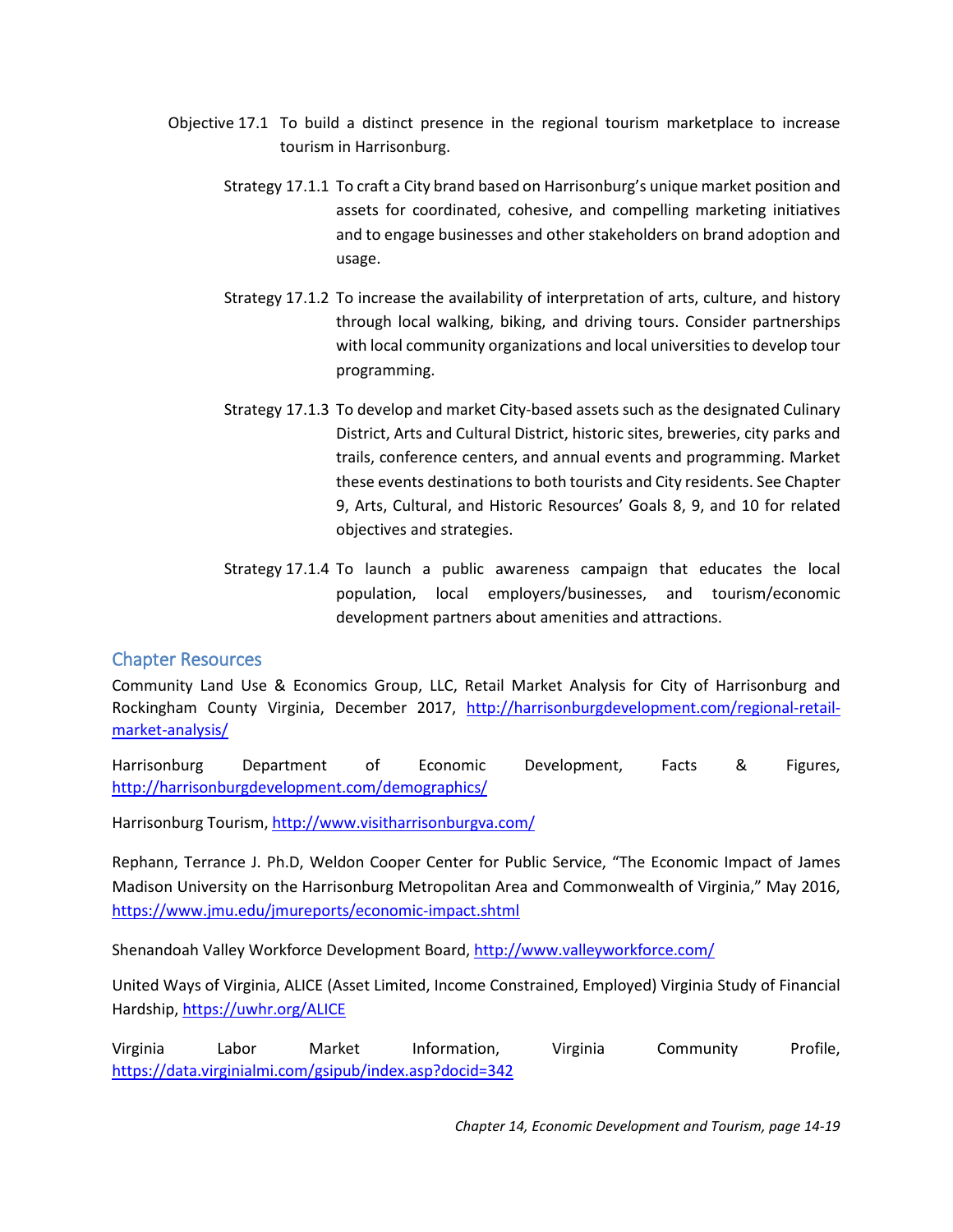Objective 17.1 To build a distinct presence in the regional tourism marketplace to increase tourism in Harrisonburg.

Strategy 17.1.1 To craft a City brand based on Harrisonburg's unique market position and assets for coordinated, cohesive, and compelling marketing initiatives and to engage businesses and other stakeholders on brand adoption and usage.

Strategy 17.1.2 To increase the availability of interpretation of arts, culture, and history through local walking, biking, and driving tours. Consider partnerships with local community organizations and local universities to develop tour programming.

Strategy 17.1.3 To develop and market City-based assets such as the designated Culinary District, Arts and Cultural District, historic sites, breweries, city parks and trails, conference centers, and annual events and programming. Market these events destinations to both tourists and City residents. See Chapter 9, Arts, Cultural, and Historic Resources' Goals 8, 9, and 10 for related objectives and strategies.

Strategy 17.1.4 To launch a public awareness campaign that educates the local population, local employers/businesses, and tourism/economic development partners about amenities and attractions.

## Chapter Resources

Community Land Use & Economics Group, LLC, Retail Market Analysis for City of Harrisonburg and Rockingham County Virginia, December 2017, http://harrisonburgdevelopment.com/regional-retail-market-analysis/

Harrisonburg Department of Economic Development, Facts & Figures, http://harrisonburgdevelopment.com/demographics/

Harrisonburg Tourism, http://www.visitharrisonburgva.com/

Rephann, Terrance J. Ph.D, Weldon Cooper Center for Public Service, "The Economic Impact of James Madison University on the Harrisonburg Metropolitan Area and Commonwealth of Virginia," May 2016, https://www.jmu.edu/jmureports/economic-impact.shtml

Shenandoah Valley Workforce Development Board, http://www.valleyworkforce.com/

United Ways of Virginia, ALICE (Asset Limited, Income Constrained, Employed) Virginia Study of Financial Hardship, https://uwhr.org/ALICE

Virginia Labor Market Information, Virginia Community Profile, https://data.virginialmi.com/gsipub/index.asp?docid=342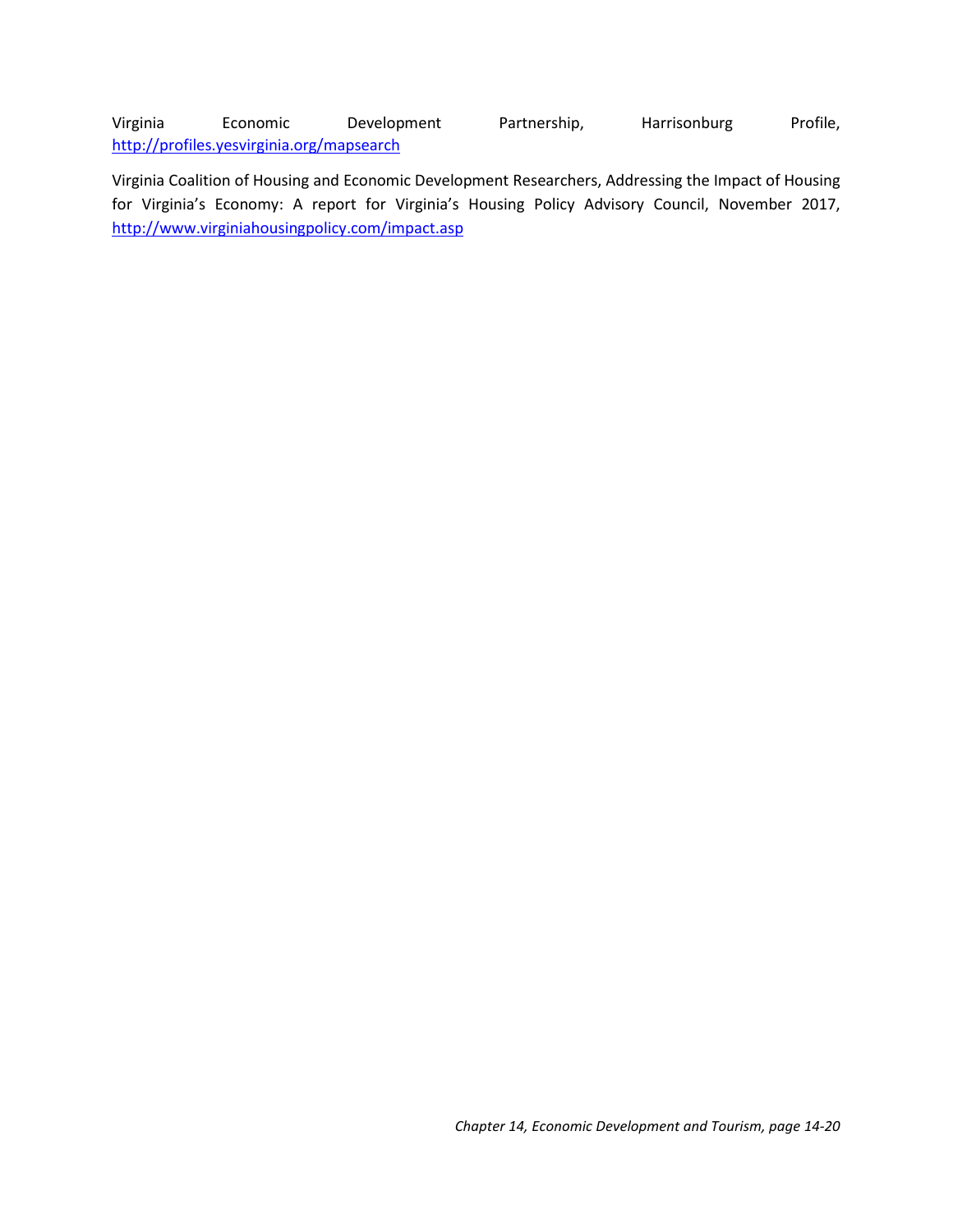Virginia Economic Development Partnership, Harrisonburg Profile, http://profiles.yesvirginia.org/mapsearch

Virginia Coalition of Housing and Economic Development Researchers, Addressing the Impact of Housing for Virginia's Economy: A report for Virginia's Housing Policy Advisory Council, November 2017, http://www.virginiahousingpolicy.com/impact.asp